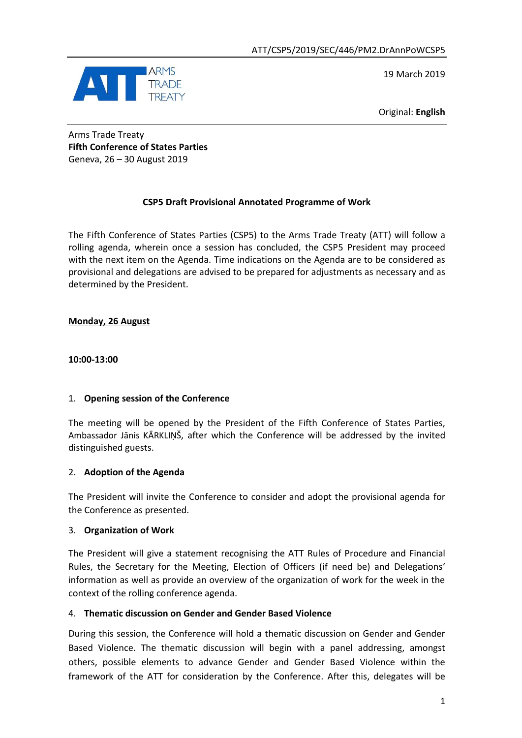ATT/CSP5/2019/SEC/446/PM2.DrAnnPoWCSP5

19 March 2019

Original: **English**

Arms Trade Treaty
**Fifth Conference of States Parties**
Geneva, 26 – 30 August 2019

**CSP5 Draft Provisional Annotated Programme of Work**

The Fifth Conference of States Parties (CSP5) to the Arms Trade Treaty (ATT) will follow a rolling agenda, wherein once a session has concluded, the CSP5 President may proceed with the next item on the Agenda. Time indications on the Agenda are to be considered as provisional and delegations are advised to be prepared for adjustments as necessary and as determined by the President.

**Monday, 26 August**

**10:00-13:00**

1. **Opening session of the Conference**

The meeting will be opened by the President of the Fifth Conference of States Parties, Ambassador Jānis KĀRKLIŅŠ, after which the Conference will be addressed by the invited distinguished guests.

2. **Adoption of the Agenda**

The President will invite the Conference to consider and adopt the provisional agenda for the Conference as presented.

3. **Organization of Work**

The President will give a statement recognising the ATT Rules of Procedure and Financial Rules, the Secretary for the Meeting, Election of Officers (if need be) and Delegations' information as well as provide an overview of the organization of work for the week in the context of the rolling conference agenda.

4. **Thematic discussion on Gender and Gender Based Violence**

During this session, the Conference will hold a thematic discussion on Gender and Gender Based Violence. The thematic discussion will begin with a panel addressing, amongst others, possible elements to advance Gender and Gender Based Violence within the framework of the ATT for consideration by the Conference. After this, delegates will be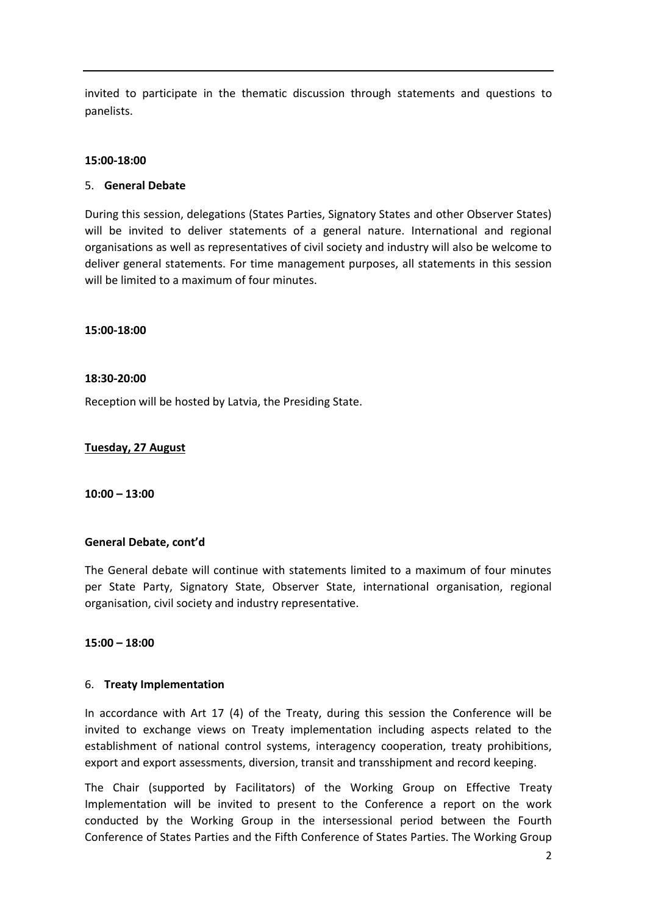invited to participate in the thematic discussion through statements and questions to panelists.

**15:00-18:00**

5. **General Debate**

During this session, delegations (States Parties, Signatory States and other Observer States) will be invited to deliver statements of a general nature. International and regional organisations as well as representatives of civil society and industry will also be welcome to deliver general statements. For time management purposes, all statements in this session will be limited to a maximum of four minutes.

**15:00-18:00**

**18:30-20:00**

Reception will be hosted by Latvia, the Presiding State.

**<u>Tuesday, 27 August</u>**

**10:00 – 13:00**

**General Debate, cont'd**

The General debate will continue with statements limited to a maximum of four minutes per State Party, Signatory State, Observer State, international organisation, regional organisation, civil society and industry representative.

**15:00 – 18:00**

6. **Treaty Implementation**

In accordance with Art 17 (4) of the Treaty, during this session the Conference will be invited to exchange views on Treaty implementation including aspects related to the establishment of national control systems, interagency cooperation, treaty prohibitions, export and export assessments, diversion, transit and transshipment and record keeping.

The Chair (supported by Facilitators) of the Working Group on Effective Treaty Implementation will be invited to present to the Conference a report on the work conducted by the Working Group in the intersessional period between the Fourth Conference of States Parties and the Fifth Conference of States Parties. The Working Group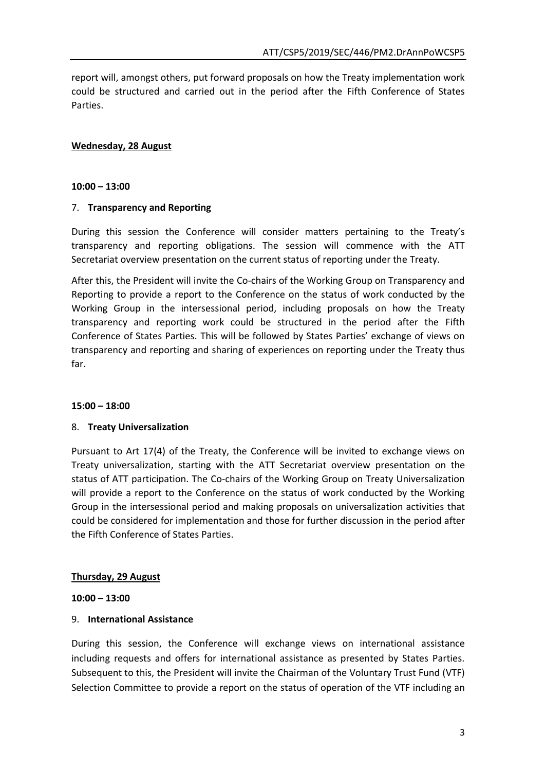report will, amongst others, put forward proposals on how the Treaty implementation work could be structured and carried out in the period after the Fifth Conference of States Parties.

**Wednesday, 28 August**

**10:00 – 13:00**

7. **Transparency and Reporting**

During this session the Conference will consider matters pertaining to the Treaty's transparency and reporting obligations. The session will commence with the ATT Secretariat overview presentation on the current status of reporting under the Treaty.

After this, the President will invite the Co-chairs of the Working Group on Transparency and Reporting to provide a report to the Conference on the status of work conducted by the Working Group in the intersessional period, including proposals on how the Treaty transparency and reporting work could be structured in the period after the Fifth Conference of States Parties. This will be followed by States Parties' exchange of views on transparency and reporting and sharing of experiences on reporting under the Treaty thus far.

**15:00 – 18:00**

8. **Treaty Universalization**

Pursuant to Art 17(4) of the Treaty, the Conference will be invited to exchange views on Treaty universalization, starting with the ATT Secretariat overview presentation on the status of ATT participation. The Co-chairs of the Working Group on Treaty Universalization will provide a report to the Conference on the status of work conducted by the Working Group in the intersessional period and making proposals on universalization activities that could be considered for implementation and those for further discussion in the period after the Fifth Conference of States Parties.

**Thursday, 29 August**

**10:00 – 13:00**

9. **International Assistance**

During this session, the Conference will exchange views on international assistance including requests and offers for international assistance as presented by States Parties. Subsequent to this, the President will invite the Chairman of the Voluntary Trust Fund (VTF) Selection Committee to provide a report on the status of operation of the VTF including an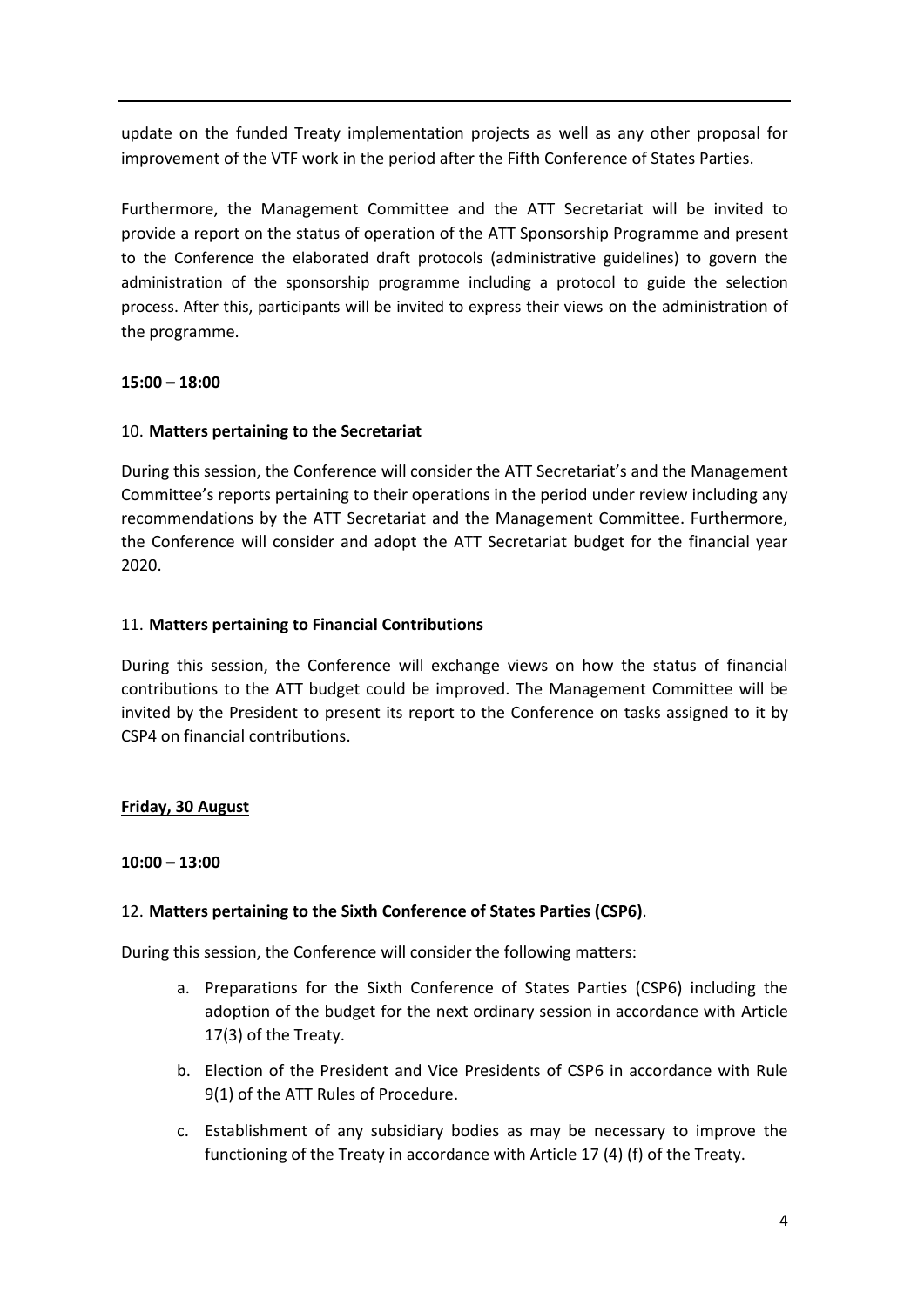update on the funded Treaty implementation projects as well as any other proposal for improvement of the VTF work in the period after the Fifth Conference of States Parties.

Furthermore, the Management Committee and the ATT Secretariat will be invited to provide a report on the status of operation of the ATT Sponsorship Programme and present to the Conference the elaborated draft protocols (administrative guidelines) to govern the administration of the sponsorship programme including a protocol to guide the selection process. After this, participants will be invited to express their views on the administration of the programme.

**15:00 – 18:00**

10. **Matters pertaining to the Secretariat**

During this session, the Conference will consider the ATT Secretariat's and the Management Committee's reports pertaining to their operations in the period under review including any recommendations by the ATT Secretariat and the Management Committee. Furthermore, the Conference will consider and adopt the ATT Secretariat budget for the financial year 2020.

11. **Matters pertaining to Financial Contributions**

During this session, the Conference will exchange views on how the status of financial contributions to the ATT budget could be improved. The Management Committee will be invited by the President to present its report to the Conference on tasks assigned to it by CSP4 on financial contributions.

**Friday, 30 August**

**10:00 – 13:00**

12. **Matters pertaining to the Sixth Conference of States Parties (CSP6)**.

During this session, the Conference will consider the following matters:

a. Preparations for the Sixth Conference of States Parties (CSP6) including the adoption of the budget for the next ordinary session in accordance with Article 17(3) of the Treaty.

b. Election of the President and Vice Presidents of CSP6 in accordance with Rule 9(1) of the ATT Rules of Procedure.

c. Establishment of any subsidiary bodies as may be necessary to improve the functioning of the Treaty in accordance with Article 17 (4) (f) of the Treaty.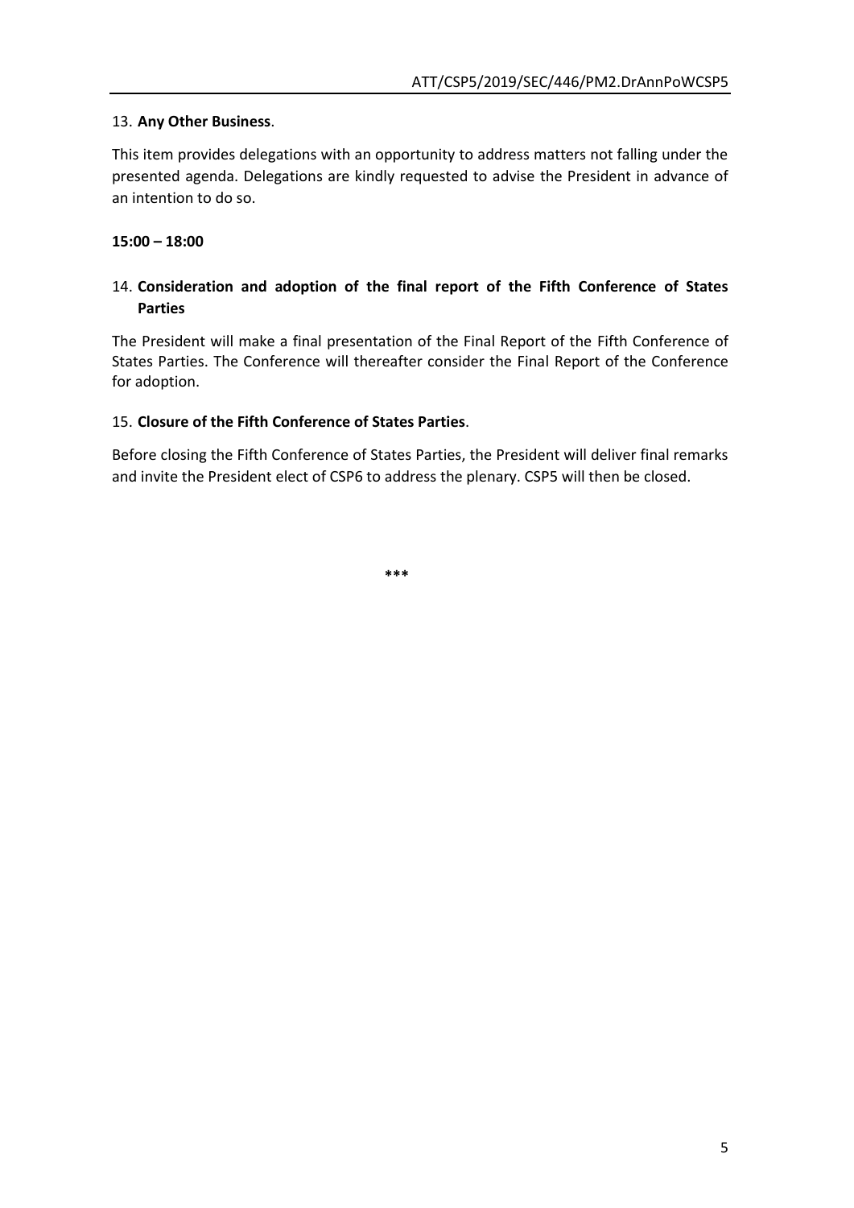13. **Any Other Business**.

This item provides delegations with an opportunity to address matters not falling under the presented agenda. Delegations are kindly requested to advise the President in advance of an intention to do so.

**15:00 – 18:00**

14. **Consideration and adoption of the final report of the Fifth Conference of States Parties**

The President will make a final presentation of the Final Report of the Fifth Conference of States Parties. The Conference will thereafter consider the Final Report of the Conference for adoption.

15. **Closure of the Fifth Conference of States Parties**.

Before closing the Fifth Conference of States Parties, the President will deliver final remarks and invite the President elect of CSP6 to address the plenary. CSP5 will then be closed.

\*\*\*